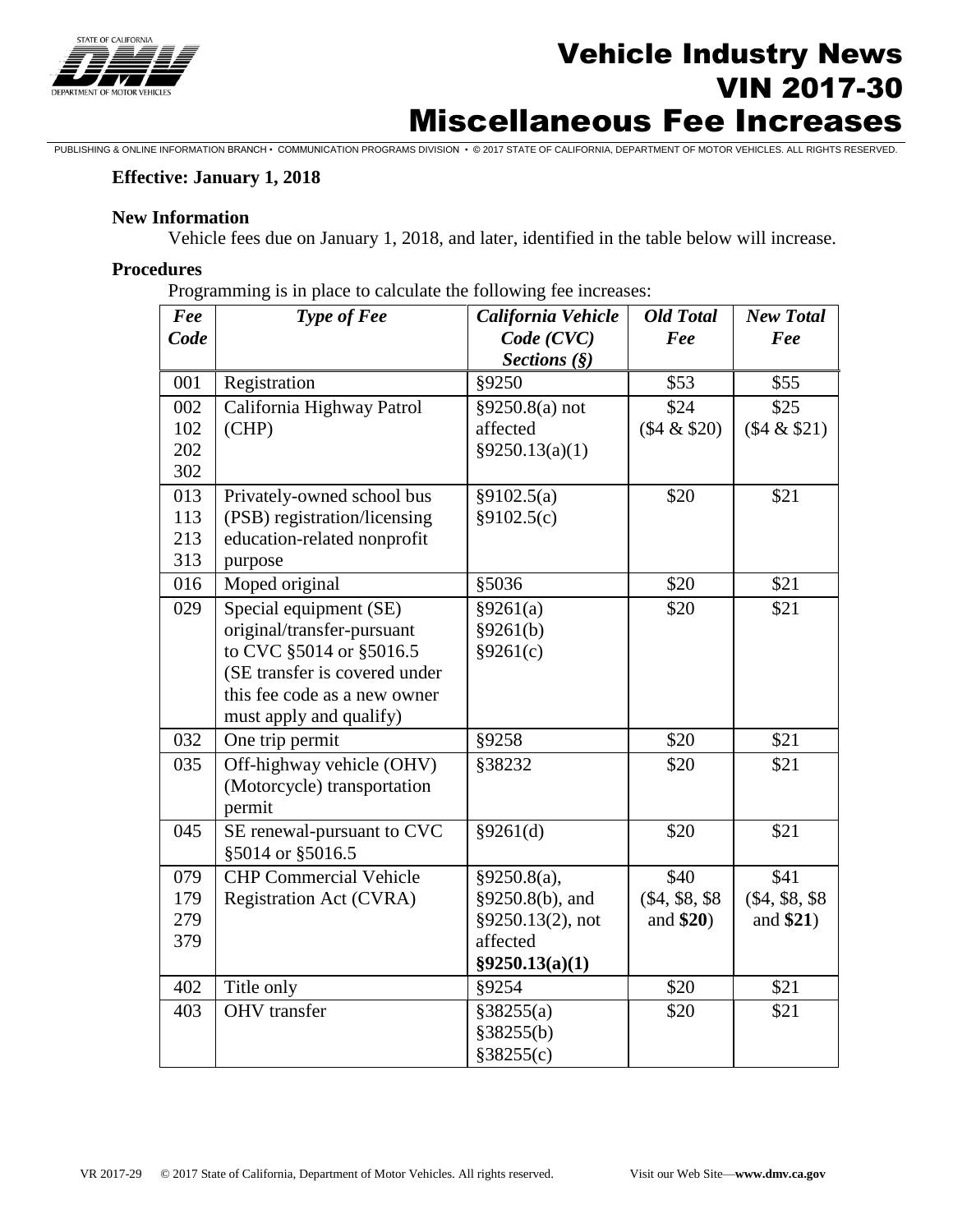# Vehicle Industry News
# VIN 2017-30
# Miscellaneous Fee Increases

**Effective: January 1, 2018**

**New Information**

Vehicle fees due on January 1, 2018, and later, identified in the table below will increase.

**Procedures**

Programming is in place to calculate the following fee increases:

| *Fee Code* | *Type of Fee* | *California Vehicle Code (CVC) Sections (§)* | *Old Total Fee* | *New Total Fee* |
|---|---|---|---|---|
| 001 | Registration | §9250 | $53 | $55 |
| 002 102 202 302 | California Highway Patrol (CHP) | §9250.8(a) not affected §9250.13(a)(1) | $24 ($4 & $20) | $25 ($4 & $21) |
| 013 113 213 313 | Privately-owned school bus (PSB) registration/licensing education-related nonprofit purpose | §9102.5(a) §9102.5(c) | $20 | $21 |
| 016 | Moped original | §5036 | $20 | $21 |
| 029 | Special equipment (SE) original/transfer-pursuant to CVC §5014 or §5016.5 (SE transfer is covered under this fee code as a new owner must apply and qualify) | §9261(a) §9261(b) §9261(c) | $20 | $21 |
| 032 | One trip permit | §9258 | $20 | $21 |
| 035 | Off-highway vehicle (OHV) (Motorcycle) transportation permit | §38232 | $20 | $21 |
| 045 | SE renewal-pursuant to CVC §5014 or §5016.5 | §9261(d) | $20 | $21 |
| 079 179 279 379 | CHP Commercial Vehicle Registration Act (CVRA) | §9250.8(a), §9250.8(b), and §9250.13(2), not affected **§9250.13(a)(1)** | $40 ($4, $8, $8 and **$20**) | $41 ($4, $8, $8 and **$21**) |
| 402 | Title only | §9254 | $20 | $21 |
| 403 | OHV transfer | §38255(a) §38255(b) §38255(c) | $20 | $21 |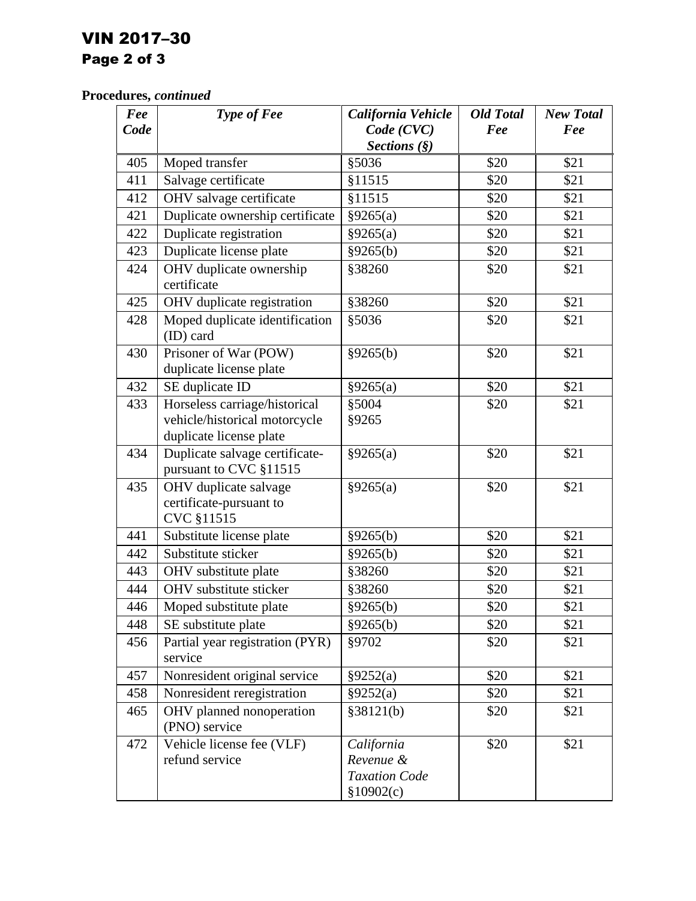**Procedures,** ***continued***

| *Fee Code* | *Type of Fee* | *California Vehicle Code (CVC) Sections (§)* | *Old Total Fee* | *New Total Fee* |
|---|---|---|---|---|
| 405 | Moped transfer | §5036 | $20 | $21 |
| 411 | Salvage certificate | §11515 | $20 | $21 |
| 412 | OHV salvage certificate | §11515 | $20 | $21 |
| 421 | Duplicate ownership certificate | §9265(a) | $20 | $21 |
| 422 | Duplicate registration | §9265(a) | $20 | $21 |
| 423 | Duplicate license plate | §9265(b) | $20 | $21 |
| 424 | OHV duplicate ownership certificate | §38260 | $20 | $21 |
| 425 | OHV duplicate registration | §38260 | $20 | $21 |
| 428 | Moped duplicate identification (ID) card | §5036 | $20 | $21 |
| 430 | Prisoner of War (POW) duplicate license plate | §9265(b) | $20 | $21 |
| 432 | SE duplicate ID | §9265(a) | $20 | $21 |
| 433 | Horseless carriage/historical vehicle/historical motorcycle duplicate license plate | §5004 §9265 | $20 | $21 |
| 434 | Duplicate salvage certificate-pursuant to CVC §11515 | §9265(a) | $20 | $21 |
| 435 | OHV duplicate salvage certificate-pursuant to CVC §11515 | §9265(a) | $20 | $21 |
| 441 | Substitute license plate | §9265(b) | $20 | $21 |
| 442 | Substitute sticker | §9265(b) | $20 | $21 |
| 443 | OHV substitute plate | §38260 | $20 | $21 |
| 444 | OHV substitute sticker | §38260 | $20 | $21 |
| 446 | Moped substitute plate | §9265(b) | $20 | $21 |
| 448 | SE substitute plate | §9265(b) | $20 | $21 |
| 456 | Partial year registration (PYR) service | §9702 | $20 | $21 |
| 457 | Nonresident original service | §9252(a) | $20 | $21 |
| 458 | Nonresident reregistration | §9252(a) | $20 | $21 |
| 465 | OHV planned nonoperation (PNO) service | §38121(b) | $20 | $21 |
| 472 | Vehicle license fee (VLF) refund service | *California Revenue & Taxation Code* §10902(c) | $20 | $21 |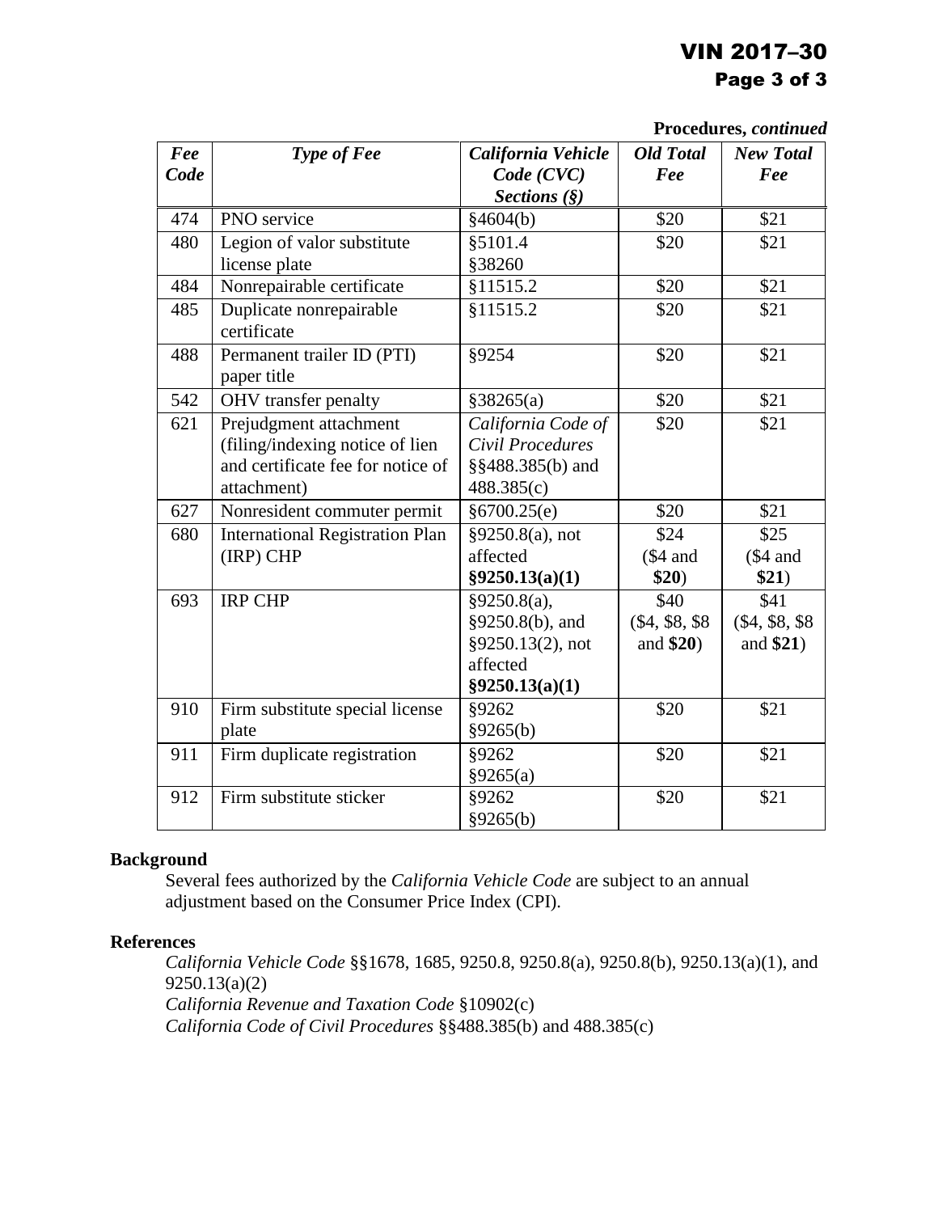**Procedures, *continued***

| ***Fee Code*** | ***Type of Fee*** | ***California Vehicle Code (CVC) Sections (§)*** | ***Old Total Fee*** | ***New Total Fee*** |
|---|---|---|---|---|
| 474 | PNO service | §4604(b) | $20 | $21 |
| 480 | Legion of valor substitute license plate | §5101.4 §38260 | $20 | $21 |
| 484 | Nonrepairable certificate | §11515.2 | $20 | $21 |
| 485 | Duplicate nonrepairable certificate | §11515.2 | $20 | $21 |
| 488 | Permanent trailer ID (PTI) paper title | §9254 | $20 | $21 |
| 542 | OHV transfer penalty | §38265(a) | $20 | $21 |
| 621 | Prejudgment attachment (filing/indexing notice of lien and certificate fee for notice of attachment) | *California Code of Civil Procedures* §§488.385(b) and 488.385(c) | $20 | $21 |
| 627 | Nonresident commuter permit | §6700.25(e) | $20 | $21 |
| 680 | International Registration Plan (IRP) CHP | §9250.8(a), not affected **§9250.13(a)(1)** | $24 ($4 and **$20**) | $25 ($4 and **$21**) |
| 693 | IRP CHP | §9250.8(a), §9250.8(b), and §9250.13(2), not affected **§9250.13(a)(1)** | $40 ($4, $8, $8 and **$20**) | $41 ($4, $8, $8 and **$21**) |
| 910 | Firm substitute special license plate | §9262 §9265(b) | $20 | $21 |
| 911 | Firm duplicate registration | §9262 §9265(a) | $20 | $21 |
| 912 | Firm substitute sticker | §9262 §9265(b) | $20 | $21 |

**Background**

Several fees authorized by the *California Vehicle Code* are subject to an annual adjustment based on the Consumer Price Index (CPI).

**References**

*California Vehicle Code* §§1678, 1685, 9250.8, 9250.8(a), 9250.8(b), 9250.13(a)(1), and 9250.13(a)(2)
*California Revenue and Taxation Code* §10902(c)
*California Code of Civil Procedures* §§488.385(b) and 488.385(c)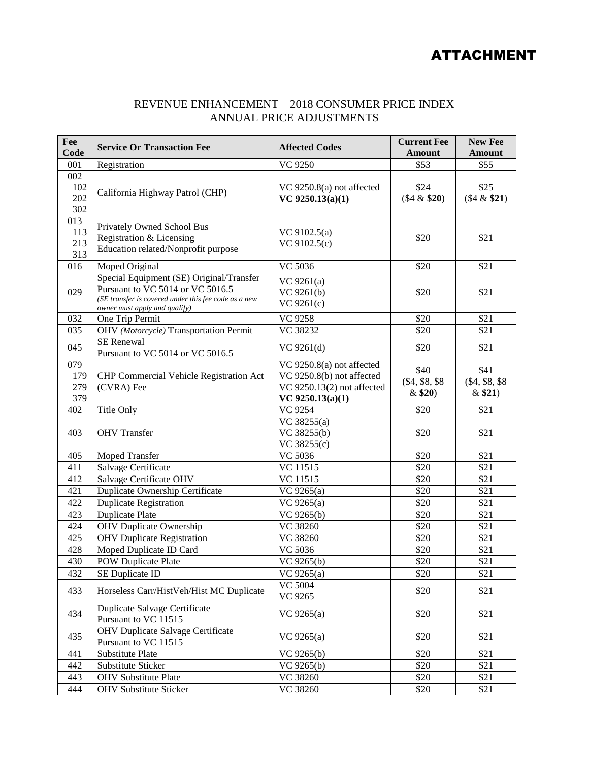# ATTACHMENT

## REVENUE ENHANCEMENT – 2018 CONSUMER PRICE INDEX ANNUAL PRICE ADJUSTMENTS

| Fee Code | Service Or Transaction Fee | Affected Codes | Current Fee Amount | New Fee Amount |
|---|---|---|---|---|
| 001 | Registration | VC 9250 | $53 | $55 |
| 002<br>102<br>202<br>302 | California Highway Patrol (CHP) | VC 9250.8(a) not affected<br>**VC 9250.13(a)(1)** | $24<br>($4 & **$20**) | $25<br>($4 & **$21**) |
| 013<br>113<br>213<br>313 | Privately Owned School Bus<br>Registration & Licensing<br>Education related/Nonprofit purpose | VC 9102.5(a)<br>VC 9102.5(c) | $20 | $21 |
| 016 | Moped Original | VC 5036 | $20 | $21 |
| 029 | Special Equipment (SE) Original/Transfer Pursuant to VC 5014 or VC 5016.5<br>*(SE transfer is covered under this fee code as a new owner must apply and qualify)* | VC 9261(a)<br>VC 9261(b)<br>VC 9261(c) | $20 | $21 |
| 032 | One Trip Permit | VC 9258 | $20 | $21 |
| 035 | OHV *(Motorcycle)* Transportation Permit | VC 38232 | $20 | $21 |
| 045 | SE Renewal<br>Pursuant to VC 5014 or VC 5016.5 | VC 9261(d) | $20 | $21 |
| 079<br>179<br>279<br>379 | CHP Commercial Vehicle Registration Act (CVRA) Fee | VC 9250.8(a) not affected<br>VC 9250.8(b) not affected<br>VC 9250.13(2) not affected<br>**VC 9250.13(a)(1)** | $40<br>($4, $8, $8 & **$20**) | $41<br>($4, $8, $8 & **$21**) |
| 402 | Title Only | VC 9254 | $20 | $21 |
| 403 | OHV Transfer | VC 38255(a)<br>VC 38255(b)<br>VC 38255(c) | $20 | $21 |
| 405 | Moped Transfer | VC 5036 | $20 | $21 |
| 411 | Salvage Certificate | VC 11515 | $20 | $21 |
| 412 | Salvage Certificate OHV | VC 11515 | $20 | $21 |
| 421 | Duplicate Ownership Certificate | VC 9265(a) | $20 | $21 |
| 422 | Duplicate Registration | VC 9265(a) | $20 | $21 |
| 423 | Duplicate Plate | VC 9265(b) | $20 | $21 |
| 424 | OHV Duplicate Ownership | VC 38260 | $20 | $21 |
| 425 | OHV Duplicate Registration | VC 38260 | $20 | $21 |
| 428 | Moped Duplicate ID Card | VC 5036 | $20 | $21 |
| 430 | POW Duplicate Plate | VC 9265(b) | $20 | $21 |
| 432 | SE Duplicate ID | VC 9265(a) | $20 | $21 |
| 433 | Horseless Carr/HistVeh/Hist MC Duplicate | VC 5004<br>VC 9265 | $20 | $21 |
| 434 | Duplicate Salvage Certificate<br>Pursuant to VC 11515 | VC 9265(a) | $20 | $21 |
| 435 | OHV Duplicate Salvage Certificate<br>Pursuant to VC 11515 | VC 9265(a) | $20 | $21 |
| 441 | Substitute Plate | VC 9265(b) | $20 | $21 |
| 442 | Substitute Sticker | VC 9265(b) | $20 | $21 |
| 443 | OHV Substitute Plate | VC 38260 | $20 | $21 |
| 444 | OHV Substitute Sticker | VC 38260 | $20 | $21 |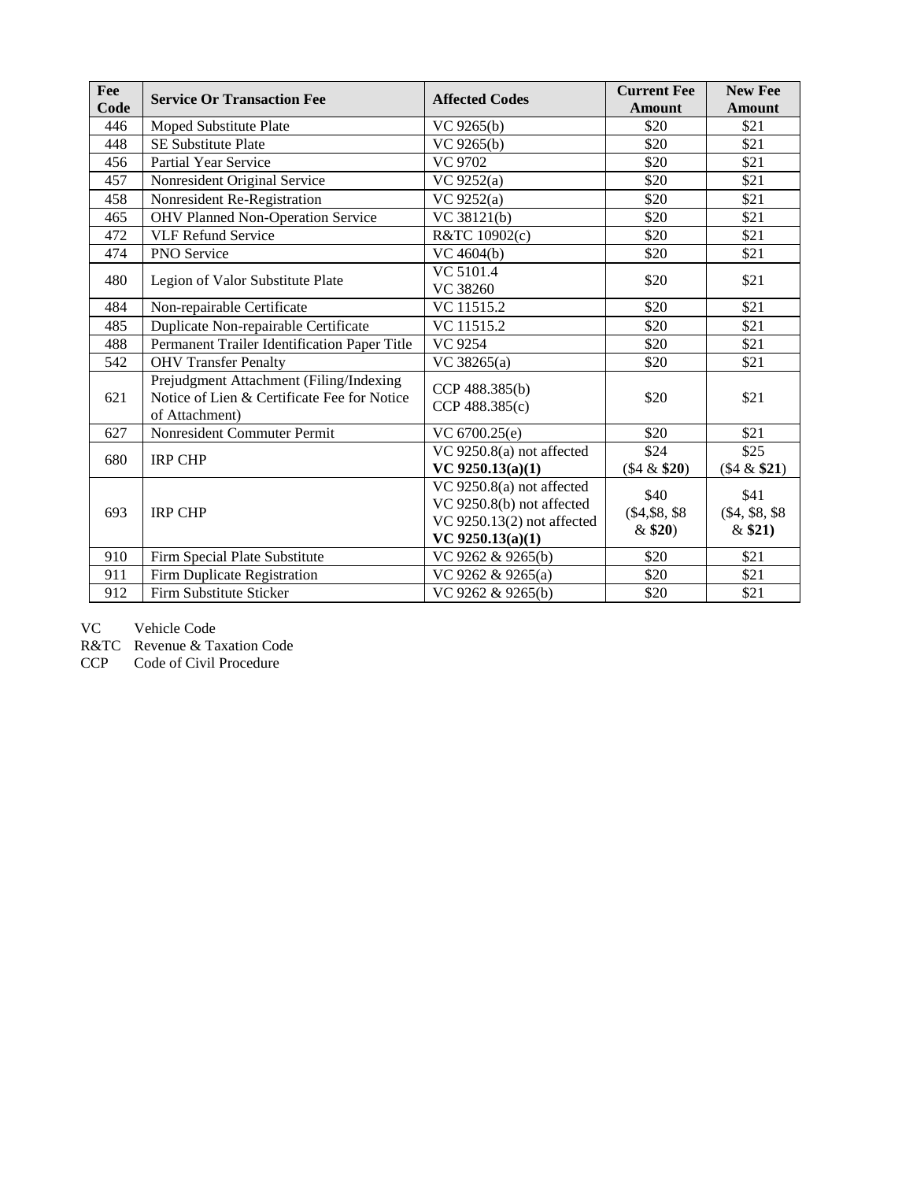| Fee Code | Service Or Transaction Fee | Affected Codes | Current Fee Amount | New Fee Amount |
|---|---|---|---|---|
| 446 | Moped Substitute Plate | VC 9265(b) | $20 | $21 |
| 448 | SE Substitute Plate | VC 9265(b) | $20 | $21 |
| 456 | Partial Year Service | VC 9702 | $20 | $21 |
| 457 | Nonresident Original Service | VC 9252(a) | $20 | $21 |
| 458 | Nonresident Re-Registration | VC 9252(a) | $20 | $21 |
| 465 | OHV Planned Non-Operation Service | VC 38121(b) | $20 | $21 |
| 472 | VLF Refund Service | R&TC 10902(c) | $20 | $21 |
| 474 | PNO Service | VC 4604(b) | $20 | $21 |
| 480 | Legion of Valor Substitute Plate | VC 5101.4<br>VC 38260 | $20 | $21 |
| 484 | Non-repairable Certificate | VC 11515.2 | $20 | $21 |
| 485 | Duplicate Non-repairable Certificate | VC 11515.2 | $20 | $21 |
| 488 | Permanent Trailer Identification Paper Title | VC 9254 | $20 | $21 |
| 542 | OHV Transfer Penalty | VC 38265(a) | $20 | $21 |
| 621 | Prejudgment Attachment (Filing/Indexing Notice of Lien & Certificate Fee for Notice of Attachment) | CCP 488.385(b)<br>CCP 488.385(c) | $20 | $21 |
| 627 | Nonresident Commuter Permit | VC 6700.25(e) | $20 | $21 |
| 680 | IRP CHP | VC 9250.8(a) not affected<br>**VC 9250.13(a)(1)** | $24<br>($4 & **$20**) | $25<br>($4 & **$21**) |
| 693 | IRP CHP | VC 9250.8(a) not affected<br>VC 9250.8(b) not affected<br>VC 9250.13(2) not affected<br>**VC 9250.13(a)(1)** | $40<br>($4,$8, $8 & **$20**) | $41<br>($4, $8, $8 & **$21)** |
| 910 | Firm Special Plate Substitute | VC 9262 & 9265(b) | $20 | $21 |
| 911 | Firm Duplicate Registration | VC 9262 & 9265(a) | $20 | $21 |
| 912 | Firm Substitute Sticker | VC 9262 & 9265(b) | $20 | $21 |

VC Vehicle Code

R&TC Revenue & Taxation Code

CCP Code of Civil Procedure